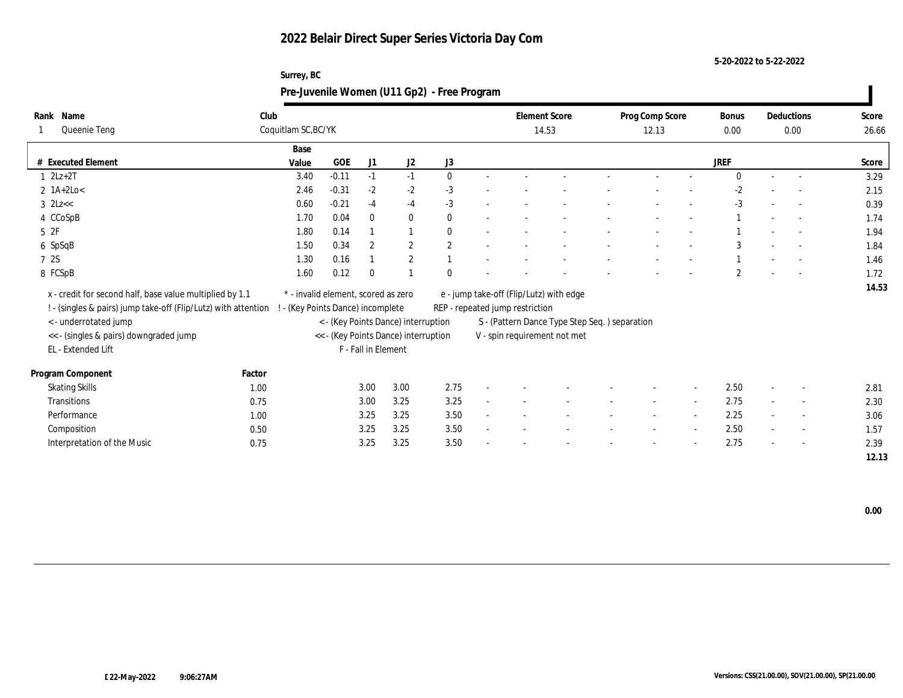# 2022 Belair Direct Super Series Victoria Day Com

5-20-2022 to 5-22-2022

Surrey, BC

## Pre-Juvenile Women (U11 Gp2) - Free Program

| Rank | Name | Club | Element Score | Prog Comp Score | Bonus | Deductions | Score |
|---|---|---|---|---|---|---|---|
| 1 | Queenie Teng | Coquitlam SC,BC/YK | 14.53 | 12.13 | 0.00 | 0.00 | 26.66 |

| # | Executed Element | Base Value | GOE | J1 | J2 | J3 | | | | | | | | | JREF | | | Score |
|---|---|---|---|---|---|---|---|---|---|---|---|---|---|---|---|---|---|---|
| 1 | 2Lz+2T | 3.40 | -0.11 | -1 | -1 | 0 | - | - | - | - | - | - | - | - | 0 | - | - | 3.29 |
| 2 | 1A+2Lo< | 2.46 | -0.31 | -2 | -2 | -3 | - | - | - | - | - | - | - | - | -2 | - | - | 2.15 |
| 3 | 2Lz<< | 0.60 | -0.21 | -4 | -4 | -3 | - | - | - | - | - | - | - | - | -3 | - | - | 0.39 |
| 4 | CCoSpB | 1.70 | 0.04 | 0 | 0 | 0 | - | - | - | - | - | - | - | - | 1 | - | - | 1.74 |
| 5 | 2F | 1.80 | 0.14 | 1 | 1 | 0 | - | - | - | - | - | - | - | - | 1 | - | - | 1.94 |
| 6 | SpSqB | 1.50 | 0.34 | 2 | 2 | 2 | - | - | - | - | - | - | - | - | 3 | - | - | 1.84 |
| 7 | 2S | 1.30 | 0.16 | 1 | 2 | 1 | - | - | - | - | - | - | - | - | 1 | - | - | 1.46 |
| 8 | FCSpB | 1.60 | 0.12 | 0 | 1 | 0 | - | - | - | - | - | - | - | - | 2 | - | - | 1.72 |
| | | | | | | | | | | | | | | | | | | 14.53 |

x - credit for second half, base value multiplied by 1.1
! - (singles & pairs) jump take-off (Flip/Lutz) with attention
< - underrotated jump
<< - (singles & pairs) downgraded jump
EL - Extended Lift
* - invalid element, scored as zero
! - (Key Points Dance) incomplete
< - (Key Points Dance) interruption
<< - (Key Points Dance) interruption
F - Fall in Element
e - jump take-off (Flip/Lutz) with edge
REP - repeated jump restriction
S - (Pattern Dance Type Step Seq. ) separation
V - spin requirement not met

| Program Component | Factor | J1 | J2 | J3 | | | | | | | | | JREF | | | Score |
|---|---|---|---|---|---|---|---|---|---|---|---|---|---|---|---|---|
| Skating Skills | 1.00 | 3.00 | 3.00 | 2.75 | - | - | - | - | - | - | - | - | 2.50 | - | - | 2.81 |
| Transitions | 0.75 | 3.00 | 3.25 | 3.25 | - | - | - | - | - | - | - | - | 2.75 | - | - | 2.30 |
| Performance | 1.00 | 3.25 | 3.25 | 3.50 | - | - | - | - | - | - | - | - | 2.25 | - | - | 3.06 |
| Composition | 0.50 | 3.25 | 3.25 | 3.50 | - | - | - | - | - | - | - | - | 2.50 | - | - | 1.57 |
| Interpretation of the Music | 0.75 | 3.25 | 3.25 | 3.50 | - | - | - | - | - | - | - | - | 2.75 | - | - | 2.39 |
| | | | | | | | | | | | | | | | | 12.13 |

0.00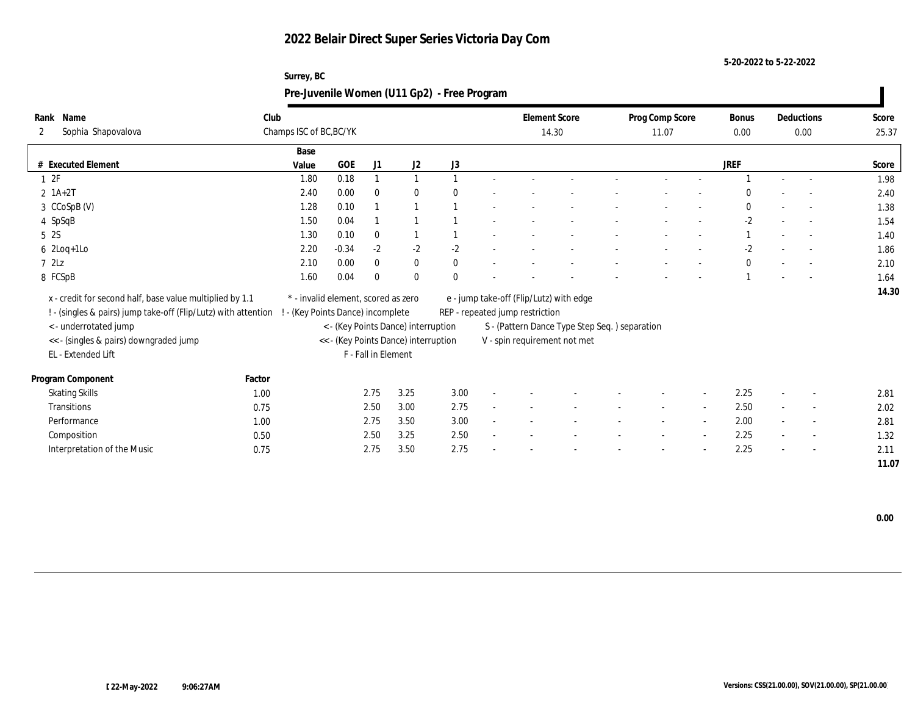# 2022 Belair Direct Super Series Victoria Day Com

5-20-2022 to 5-22-2022

Surrey, BC

## Pre-Juvenile Women (U11 Gp2) - Free Program

| Rank | Name | Club | Element Score | Prog Comp Score | Bonus | Deductions | Score |
|---|---|---|---|---|---|---|---|
| 2 | Sophia Shapovalova | Champs ISC of BC,BC/YK | 14.30 | 11.07 | 0.00 | 0.00 | 25.37 |

| # | Executed Element | Base Value | GOE | J1 | J2 | J3 | | | | | | | | JREF | | | Score |
|---|---|---|---|---|---|---|---|---|---|---|---|---|---|---|---|---|---|
| 1 | 2F | 1.80 | 0.18 | 1 | 1 | 1 | - | - | - | - | - | - | - | 1 | - | - | 1.98 |
| 2 | 1A+2T | 2.40 | 0.00 | 0 | 0 | 0 | - | - | - | - | - | - | - | 0 | - | - | 2.40 |
| 3 | CCoSpB (V) | 1.28 | 0.10 | 1 | 1 | 1 | - | - | - | - | - | - | - | 0 | - | - | 1.38 |
| 4 | SpSqB | 1.50 | 0.04 | 1 | 1 | 1 | - | - | - | - | - | - | - | -2 | - | - | 1.54 |
| 5 | 2S | 1.30 | 0.10 | 0 | 1 | 1 | - | - | - | - | - | - | - | 1 | - | - | 1.40 |
| 6 | 2Loq+1Lo | 2.20 | -0.34 | -2 | -2 | -2 | - | - | - | - | - | - | - | -2 | - | - | 1.86 |
| 7 | 2Lz | 2.10 | 0.00 | 0 | 0 | 0 | - | - | - | - | - | - | - | 0 | - | - | 2.10 |
| 8 | FCSpB | 1.60 | 0.04 | 0 | 0 | 0 | - | - | - | - | - | - | - | 1 | - | - | 1.64 |
| | | | | | | | | | | | | | | | | | 14.30 |

x - credit for second half, base value multiplied by 1.1
! - (singles & pairs) jump take-off (Flip/Lutz) with attention
< - underrotated jump
<< - (singles & pairs) downgraded jump
EL - Extended Lift
* - invalid element, scored as zero
! - (Key Points Dance) incomplete
< - (Key Points Dance) interruption
<< - (Key Points Dance) interruption
F - Fall in Element
e - jump take-off (Flip/Lutz) with edge
REP - repeated jump restriction
S - (Pattern Dance Type Step Seq. ) separation
V - spin requirement not met

| Program Component | Factor | J1 | J2 | J3 | | | | | | | | JREF | | | Score |
|---|---|---|---|---|---|---|---|---|---|---|---|---|---|---|---|
| Skating Skills | 1.00 | 2.75 | 3.25 | 3.00 | - | - | - | - | - | - | - | 2.25 | - | - | 2.81 |
| Transitions | 0.75 | 2.50 | 3.00 | 2.75 | - | - | - | - | - | - | - | 2.50 | - | - | 2.02 |
| Performance | 1.00 | 2.75 | 3.50 | 3.00 | - | - | - | - | - | - | - | 2.00 | - | - | 2.81 |
| Composition | 0.50 | 2.50 | 3.25 | 2.50 | - | - | - | - | - | - | - | 2.25 | - | - | 1.32 |
| Interpretation of the Music | 0.75 | 2.75 | 3.50 | 2.75 | - | - | - | - | - | - | - | 2.25 | - | - | 2.11 |
| | | | | | | | | | | | | | | | 11.07 |

0.00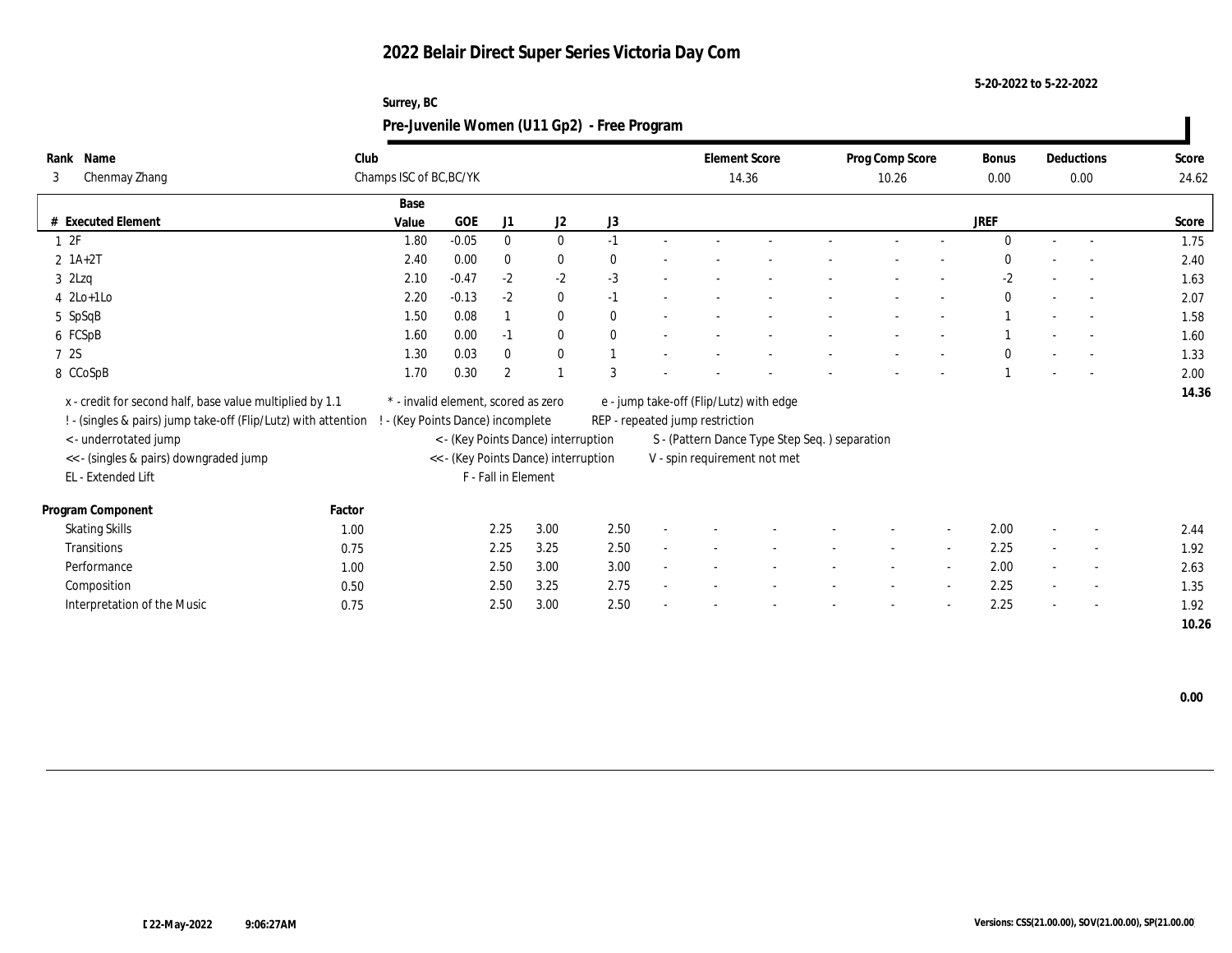# 2022 Belair Direct Super Series Victoria Day Com

5-20-2022 to 5-22-2022

Surrey, BC

## Pre-Juvenile Women (U11 Gp2) - Free Program

| Rank | Name | Club | Element Score | Prog Comp Score | Bonus | Deductions | Score |
|---|---|---|---|---|---|---|---|
| 3 | Chenmay Zhang | Champs ISC of BC,BC/YK | 14.36 | 10.26 | 0.00 | 0.00 | 24.62 |

| # | Executed Element | Base Value | GOE | J1 | J2 | J3 | | | | | | | | JREF | | | Score |
|---|---|---|---|---|---|---|---|---|---|---|---|---|---|---|---|---|---|
| 1 | 2F | 1.80 | -0.05 | 0 | 0 | -1 | - | - | - | - | - | - | - | 0 | - | - | 1.75 |
| 2 | 1A+2T | 2.40 | 0.00 | 0 | 0 | 0 | - | - | - | - | - | - | - | 0 | - | - | 2.40 |
| 3 | 2Lzq | 2.10 | -0.47 | -2 | -2 | -3 | - | - | - | - | - | - | - | -2 | - | - | 1.63 |
| 4 | 2Lo+1Lo | 2.20 | -0.13 | -2 | 0 | -1 | - | - | - | - | - | - | - | 0 | - | - | 2.07 |
| 5 | SpSqB | 1.50 | 0.08 | 1 | 0 | 0 | - | - | - | - | - | - | - | 1 | - | - | 1.58 |
| 6 | FCSpB | 1.60 | 0.00 | -1 | 0 | 0 | - | - | - | - | - | - | - | 1 | - | - | 1.60 |
| 7 | 2S | 1.30 | 0.03 | 0 | 0 | 1 | - | - | - | - | - | - | - | 0 | - | - | 1.33 |
| 8 | CCoSpB | 1.70 | 0.30 | 2 | 1 | 3 | - | - | - | - | - | - | - | 1 | - | - | 2.00 |
| | | | | | | | | | | | | | | | | | 14.36 |

x - credit for second half, base value multiplied by 1.1
! - (singles & pairs) jump take-off (Flip/Lutz) with attention
< - underrotated jump
<< - (singles & pairs) downgraded jump
EL - Extended Lift
* - invalid element, scored as zero
! - (Key Points Dance) incomplete
< - (Key Points Dance) interruption
<< - (Key Points Dance) interruption
F - Fall in Element
e - jump take-off (Flip/Lutz) with edge
REP - repeated jump restriction
S - (Pattern Dance Type Step Seq. ) separation
V - spin requirement not met

| Program Component | Factor | J1 | J2 | J3 | | | | | | | | JREF | | | Score |
|---|---|---|---|---|---|---|---|---|---|---|---|---|---|---|---|
| Skating Skills | 1.00 | 2.25 | 3.00 | 2.50 | - | - | - | - | - | - | - | 2.00 | - | - | 2.44 |
| Transitions | 0.75 | 2.25 | 3.25 | 2.50 | - | - | - | - | - | - | - | 2.25 | - | - | 1.92 |
| Performance | 1.00 | 2.50 | 3.00 | 3.00 | - | - | - | - | - | - | - | 2.00 | - | - | 2.63 |
| Composition | 0.50 | 2.50 | 3.25 | 2.75 | - | - | - | - | - | - | - | 2.25 | - | - | 1.35 |
| Interpretation of the Music | 0.75 | 2.50 | 3.00 | 2.50 | - | - | - | - | - | - | - | 2.25 | - | - | 1.92 |
| | | | | | | | | | | | | | | | 10.26 |

0.00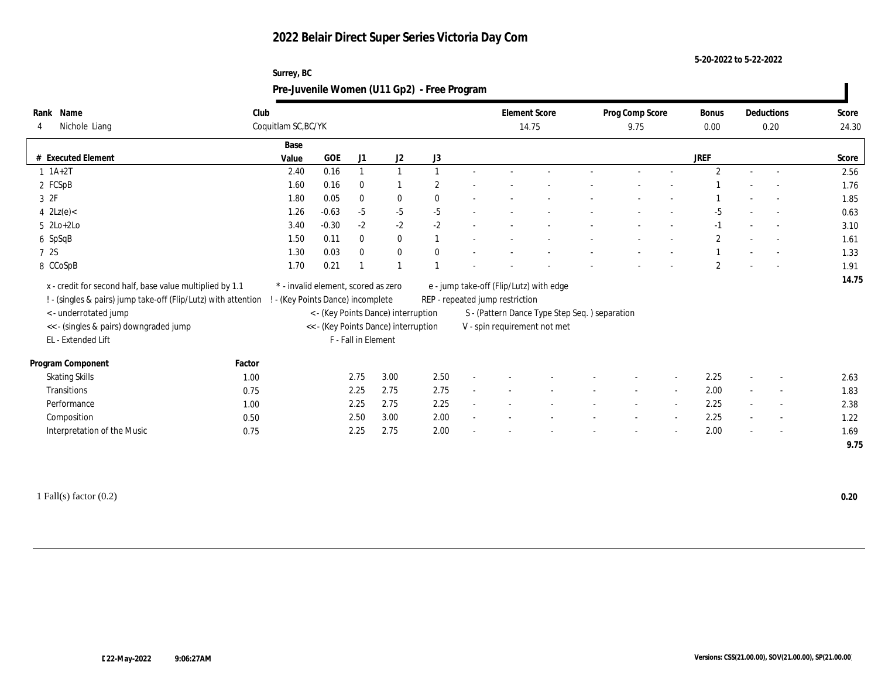# 2022 Belair Direct Super Series Victoria Day Com

5-20-2022 to 5-22-2022

Surrey, BC

## Pre-Juvenile Women (U11 Gp2) - Free Program

| Rank | Name | Club | Element Score | Prog Comp Score | Bonus | Deductions | Score |
|---|---|---|---|---|---|---|---|
| 4 | Nichole Liang | Coquitlam SC,BC/YK | 14.75 | 9.75 | 0.00 | 0.20 | 24.30 |

| # | Executed Element | Base Value | GOE | J1 | J2 | J3 | | | | | | | | | JREF | | | Score |
|---|---|---|---|---|---|---|---|---|---|---|---|---|---|---|---|---|---|---|
| 1 | 1A+2T | 2.40 | 0.16 | 1 | 1 | 1 | - | - | - | - | - | - | - | 2 | - | - | 2.56 |
| 2 | FCSpB | 1.60 | 0.16 | 0 | 1 | 2 | - | - | - | - | - | - | - | 1 | - | - | 1.76 |
| 3 | 2F | 1.80 | 0.05 | 0 | 0 | 0 | - | - | - | - | - | - | - | 1 | - | - | 1.85 |
| 4 | 2Lz(e)< | 1.26 | -0.63 | -5 | -5 | -5 | - | - | - | - | - | - | - | -5 | - | - | 0.63 |
| 5 | 2Lo+2Lo | 3.40 | -0.30 | -2 | -2 | -2 | - | - | - | - | - | - | - | -1 | - | - | 3.10 |
| 6 | SpSqB | 1.50 | 0.11 | 0 | 0 | 1 | - | - | - | - | - | - | - | 2 | - | - | 1.61 |
| 7 | 2S | 1.30 | 0.03 | 0 | 0 | 0 | - | - | - | - | - | - | - | 1 | - | - | 1.33 |
| 8 | CCoSpB | 1.70 | 0.21 | 1 | 1 | 1 | - | - | - | - | - | - | - | 2 | - | - | 1.91 |
| | | | | | | | | | | | | | | | | | 14.75 |

x - credit for second half, base value multiplied by 1.1
! - (singles & pairs) jump take-off (Flip/Lutz) with attention
< - underrotated jump
<< - (singles & pairs) downgraded jump
EL - Extended Lift
\* - invalid element, scored as zero
! - (Key Points Dance) incomplete
< - (Key Points Dance) interruption
<< - (Key Points Dance) interruption
F - Fall in Element
e - jump take-off (Flip/Lutz) with edge
REP - repeated jump restriction
S - (Pattern Dance Type Step Seq. ) separation
V - spin requirement not met

| Program Component | Factor | J1 | J2 | J3 | | | | | | | JREF | | | Score |
|---|---|---|---|---|---|---|---|---|---|---|---|---|---|---|
| Skating Skills | 1.00 | 2.75 | 3.00 | 2.50 | - | - | - | - | - | - | 2.25 | - | - | 2.63 |
| Transitions | 0.75 | 2.25 | 2.75 | 2.75 | - | - | - | - | - | - | 2.00 | - | - | 1.83 |
| Performance | 1.00 | 2.25 | 2.75 | 2.25 | - | - | - | - | - | - | 2.25 | - | - | 2.38 |
| Composition | 0.50 | 2.50 | 3.00 | 2.00 | - | - | - | - | - | - | 2.25 | - | - | 1.22 |
| Interpretation of the Music | 0.75 | 2.25 | 2.75 | 2.00 | - | - | - | - | - | - | 2.00 | - | - | 1.69 |
| | | | | | | | | | | | | | | 9.75 |

1 Fall(s) factor (0.2) **0.20**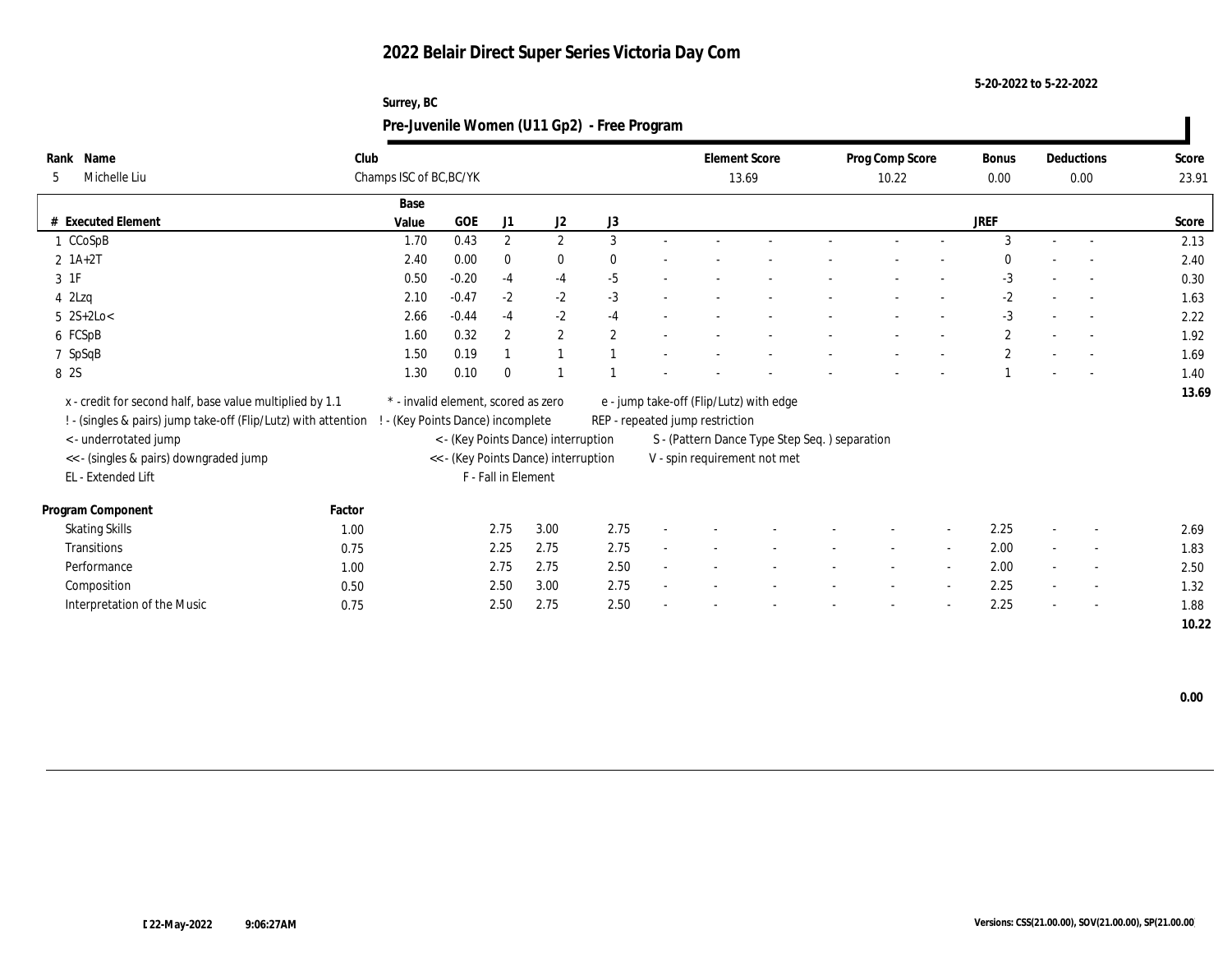# 2022 Belair Direct Super Series Victoria Day Com

5-20-2022 to 5-22-2022

Surrey, BC

## Pre-Juvenile Women (U11 Gp2) - Free Program

| Rank | Name | Club | Element Score | Prog Comp Score | Bonus | Deductions | Score |
|---|---|---|---|---|---|---|---|
| 5 | Michelle Liu | Champs ISC of BC,BC/YK | 13.69 | 10.22 | 0.00 | 0.00 | 23.91 |

| # | Executed Element | Base Value | GOE | J1 | J2 | J3 | | | | | | | JREF | | | Score |
|---|---|---|---|---|---|---|---|---|---|---|---|---|---|---|---|---|
| 1 | CCoSpB | 1.70 | 0.43 | 2 | 2 | 3 | - | - | - | - | - | - | 3 | - | - | 2.13 |
| 2 | 1A+2T | 2.40 | 0.00 | 0 | 0 | 0 | - | - | - | - | - | - | 0 | - | - | 2.40 |
| 3 | 1F | 0.50 | -0.20 | -4 | -4 | -5 | - | - | - | - | - | - | -3 | - | - | 0.30 |
| 4 | 2Lzq | 2.10 | -0.47 | -2 | -2 | -3 | - | - | - | - | - | - | -2 | - | - | 1.63 |
| 5 | 2S+2Lo< | 2.66 | -0.44 | -4 | -2 | -4 | - | - | - | - | - | - | -3 | - | - | 2.22 |
| 6 | FCSpB | 1.60 | 0.32 | 2 | 2 | 2 | - | - | - | - | - | - | 2 | - | - | 1.92 |
| 7 | SpSqB | 1.50 | 0.19 | 1 | 1 | 1 | - | - | - | - | - | - | 2 | - | - | 1.69 |
| 8 | 2S | 1.30 | 0.10 | 0 | 1 | 1 | - | - | - | - | - | - | 1 | - | - | 1.40 |
| | | | | | | | | | | | | | | | | 13.69 |

x - credit for second half, base value multiplied by 1.1
! - (singles & pairs) jump take-off (Flip/Lutz) with attention
< - underrotated jump
<< - (singles & pairs) downgraded jump
EL - Extended Lift
* - invalid element, scored as zero
! - (Key Points Dance) incomplete
< - (Key Points Dance) interruption
<< - (Key Points Dance) interruption
F - Fall in Element
e - jump take-off (Flip/Lutz) with edge
REP - repeated jump restriction
S - (Pattern Dance Type Step Seq. ) separation
V - spin requirement not met

| Program Component | Factor | J1 | J2 | J3 | | | | | | | JREF | | | Score |
|---|---|---|---|---|---|---|---|---|---|---|---|---|---|---|
| Skating Skills | 1.00 | 2.75 | 3.00 | 2.75 | - | - | - | - | - | - | 2.25 | - | - | 2.69 |
| Transitions | 0.75 | 2.25 | 2.75 | 2.75 | - | - | - | - | - | - | 2.00 | - | - | 1.83 |
| Performance | 1.00 | 2.75 | 2.75 | 2.50 | - | - | - | - | - | - | 2.00 | - | - | 2.50 |
| Composition | 0.50 | 2.50 | 3.00 | 2.75 | - | - | - | - | - | - | 2.25 | - | - | 1.32 |
| Interpretation of the Music | 0.75 | 2.50 | 2.75 | 2.50 | - | - | - | - | - | - | 2.25 | - | - | 1.88 |
| | | | | | | | | | | | | | | 10.22 |

0.00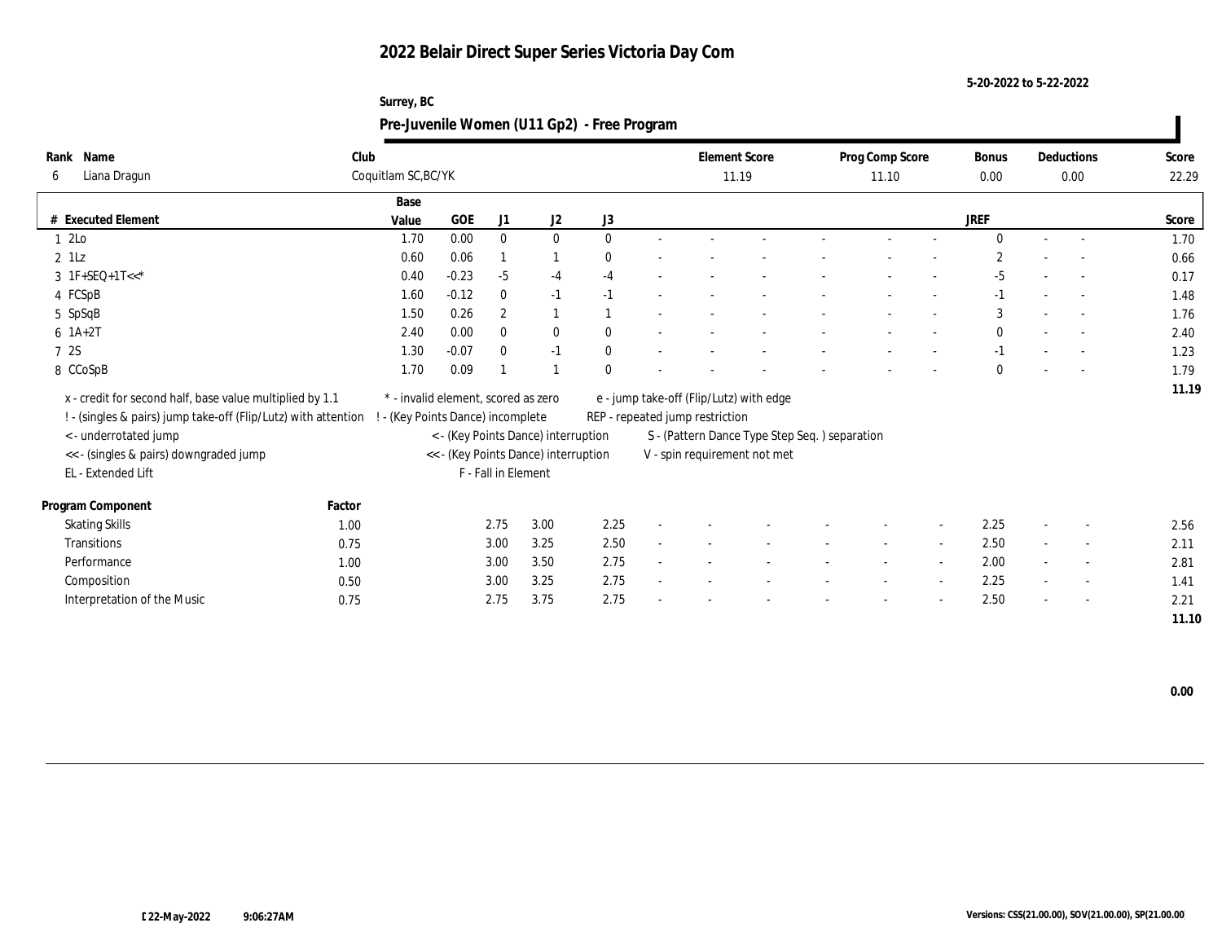# 2022 Belair Direct Super Series Victoria Day Com

5-20-2022 to 5-22-2022

Surrey, BC

## Pre-Juvenile Women (U11 Gp2) - Free Program

| Rank | Name | Club | Element Score | Prog Comp Score | Bonus | Deductions | Score |
|---|---|---|---|---|---|---|---|
| 6 | Liana Dragun | Coquitlam SC,BC/YK | 11.19 | 11.10 | 0.00 | 0.00 | 22.29 |

| # | Executed Element | Base Value | GOE | J1 | J2 | J3 | | | | | | | | | JREF | | | Score |
|---|---|---|---|---|---|---|---|---|---|---|---|---|---|---|---|---|---|---|
| 1 | 2Lo | 1.70 | 0.00 | 0 | 0 | 0 | - | - | - | - | - | - | - | - | 0 | - | - | 1.70 |
| 2 | 1Lz | 0.60 | 0.06 | 1 | 1 | 0 | - | - | - | - | - | - | - | - | 2 | - | - | 0.66 |
| 3 | 1F+SEQ+1T<<* | 0.40 | -0.23 | -5 | -4 | -4 | - | - | - | - | - | - | - | - | -5 | - | - | 0.17 |
| 4 | FCSpB | 1.60 | -0.12 | 0 | -1 | -1 | - | - | - | - | - | - | - | - | -1 | - | - | 1.48 |
| 5 | SpSqB | 1.50 | 0.26 | 2 | 1 | 1 | - | - | - | - | - | - | - | - | 3 | - | - | 1.76 |
| 6 | 1A+2T | 2.40 | 0.00 | 0 | 0 | 0 | - | - | - | - | - | - | - | - | 0 | - | - | 2.40 |
| 7 | 2S | 1.30 | -0.07 | 0 | -1 | 0 | - | - | - | - | - | - | - | - | -1 | - | - | 1.23 |
| 8 | CCoSpB | 1.70 | 0.09 | 1 | 1 | 0 | - | - | - | - | - | - | - | - | 0 | - | - | 1.79 |
| | | | | | | | | | | | | | | | | | | 11.19 |

x - credit for second half, base value multiplied by 1.1
! - (singles & pairs) jump take-off (Flip/Lutz) with attention
< - underrotated jump
<< - (singles & pairs) downgraded jump
EL - Extended Lift

* - invalid element, scored as zero
! - (Key Points Dance) incomplete
< - (Key Points Dance) interruption
<< - (Key Points Dance) interruption
F - Fall in Element

e - jump take-off (Flip/Lutz) with edge
REP - repeated jump restriction
S - (Pattern Dance Type Step Seq. ) separation
V - spin requirement not met

| Program Component | Factor | J1 | J2 | J3 | | | | | | | | | JREF | | | Score |
|---|---|---|---|---|---|---|---|---|---|---|---|---|---|---|---|---|
| Skating Skills | 1.00 | 2.75 | 3.00 | 2.25 | - | - | - | - | - | - | - | - | 2.25 | - | - | 2.56 |
| Transitions | 0.75 | 3.00 | 3.25 | 2.50 | - | - | - | - | - | - | - | - | 2.50 | - | - | 2.11 |
| Performance | 1.00 | 3.00 | 3.50 | 2.75 | - | - | - | - | - | - | - | - | 2.00 | - | - | 2.81 |
| Composition | 0.50 | 3.00 | 3.25 | 2.75 | - | - | - | - | - | - | - | - | 2.25 | - | - | 1.41 |
| Interpretation of the Music | 0.75 | 2.75 | 3.75 | 2.75 | - | - | - | - | - | - | - | - | 2.50 | - | - | 2.21 |
| | | | | | | | | | | | | | | | | 11.10 |

0.00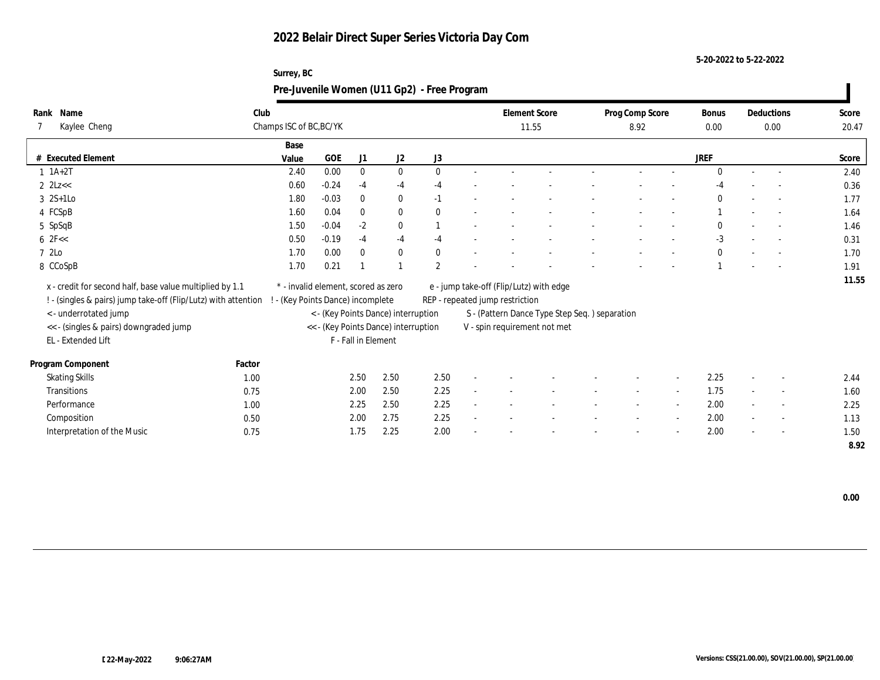# 2022 Belair Direct Super Series Victoria Day Com

5-20-2022 to 5-22-2022

Surrey, BC

## Pre-Juvenile Women (U11 Gp2) - Free Program

| Rank | Name | Club | Element Score | Prog Comp Score | Bonus | Deductions | Score |
|---|---|---|---|---|---|---|---|
| 7 | Kaylee Cheng | Champs ISC of BC,BC/YK | 11.55 | 8.92 | 0.00 | 0.00 | 20.47 |

| # | Executed Element | Base Value | GOE | J1 | J2 | J3 | | | | | | | | | JREF | | | Score |
|---|---|---|---|---|---|---|---|---|---|---|---|---|---|---|---|---|---|---|
| 1 | 1A+2T | 2.40 | 0.00 | 0 | 0 | 0 | - | - | - | - | - | - | - | - | 0 | - | - | 2.40 |
| 2 | 2Lz<< | 0.60 | -0.24 | -4 | -4 | -4 | - | - | - | - | - | - | - | - | -4 | - | - | 0.36 |
| 3 | 2S+1Lo | 1.80 | -0.03 | 0 | 0 | -1 | - | - | - | - | - | - | - | - | 0 | - | - | 1.77 |
| 4 | FCSpB | 1.60 | 0.04 | 0 | 0 | 0 | - | - | - | - | - | - | - | - | 1 | - | - | 1.64 |
| 5 | SpSqB | 1.50 | -0.04 | -2 | 0 | 1 | - | - | - | - | - | - | - | - | 0 | - | - | 1.46 |
| 6 | 2F<< | 0.50 | -0.19 | -4 | -4 | -4 | - | - | - | - | - | - | - | - | -3 | - | - | 0.31 |
| 7 | 2Lo | 1.70 | 0.00 | 0 | 0 | 0 | - | - | - | - | - | - | - | - | 0 | - | - | 1.70 |
| 8 | CCoSpB | 1.70 | 0.21 | 1 | 1 | 2 | - | - | - | - | - | - | - | - | 1 | - | - | 1.91 |
| | | | | | | | | | | | | | | | | | | 11.55 |

x - credit for second half, base value multiplied by 1.1
! - (singles & pairs) jump take-off (Flip/Lutz) with attention
< - underrotated jump
<< - (singles & pairs) downgraded jump
EL - Extended Lift
* - invalid element, scored as zero
! - (Key Points Dance) incomplete
< - (Key Points Dance) interruption
<< - (Key Points Dance) interruption
F - Fall in Element
e - jump take-off (Flip/Lutz) with edge
REP - repeated jump restriction
S - (Pattern Dance Type Step Seq. ) separation
V - spin requirement not met

| Program Component | Factor | J1 | J2 | J3 | | | | | | | | | JREF | | | Score |
|---|---|---|---|---|---|---|---|---|---|---|---|---|---|---|---|---|
| Skating Skills | 1.00 | 2.50 | 2.50 | 2.50 | - | - | - | - | - | - | - | - | 2.25 | - | - | 2.44 |
| Transitions | 0.75 | 2.00 | 2.50 | 2.25 | - | - | - | - | - | - | - | - | 1.75 | - | - | 1.60 |
| Performance | 1.00 | 2.25 | 2.50 | 2.25 | - | - | - | - | - | - | - | - | 2.00 | - | - | 2.25 |
| Composition | 0.50 | 2.00 | 2.75 | 2.25 | - | - | - | - | - | - | - | - | 2.00 | - | - | 1.13 |
| Interpretation of the Music | 0.75 | 1.75 | 2.25 | 2.00 | - | - | - | - | - | - | - | - | 2.00 | - | - | 1.50 |
| | | | | | | | | | | | | | | | | 8.92 |

0.00

22-May-2022 9:06:27AM

Versions: CSS(21.00.00), SOV(21.00.00), SP(21.00.00)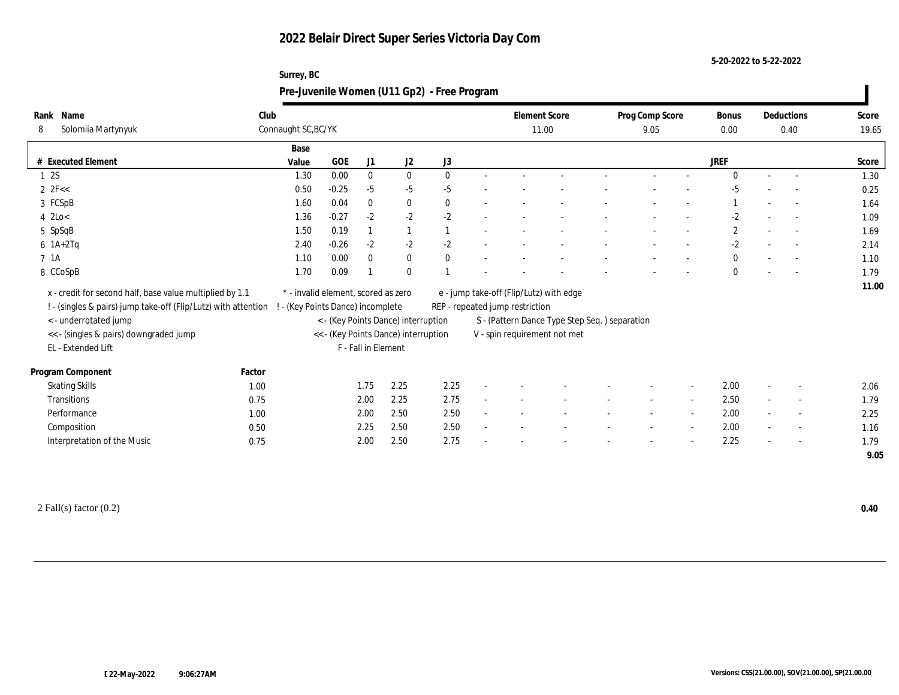# 2022 Belair Direct Super Series Victoria Day Com

5-20-2022 to 5-22-2022

Surrey, BC

## Pre-Juvenile Women (U11 Gp2) - Free Program

| Rank | Name | Club | Element Score | Prog Comp Score | Bonus | Deductions | Score |
|---|---|---|---|---|---|---|---|
| 8 | Solomiia Martynyuk | Connaught SC,BC/YK | 11.00 | 9.05 | 0.00 | 0.40 | 19.65 |

| # | Executed Element | Base Value | GOE | J1 | J2 | J3 | JREF | Score |
|---|---|---|---|---|---|---|---|---|
| 1 | 2S | 1.30 | 0.00 | 0 | 0 | 0 | 0 | 1.30 |
| 2 | 2F<< | 0.50 | -0.25 | -5 | -5 | -5 | -5 | 0.25 |
| 3 | FCSpB | 1.60 | 0.04 | 0 | 0 | 0 | 1 | 1.64 |
| 4 | 2Lo< | 1.36 | -0.27 | -2 | -2 | -2 | -2 | 1.09 |
| 5 | SpSqB | 1.50 | 0.19 | 1 | 1 | 1 | 2 | 1.69 |
| 6 | 1A+2Tq | 2.40 | -0.26 | -2 | -2 | -2 | -2 | 2.14 |
| 7 | 1A | 1.10 | 0.00 | 0 | 0 | 0 | 0 | 1.10 |
| 8 | CCoSpB | 1.70 | 0.09 | 1 | 0 | 1 | 0 | 1.79 |
| | | | | | | | | 11.00 |

x - credit for second half, base value multiplied by 1.1
! - (singles & pairs) jump take-off (Flip/Lutz) with attention
< - underrotated jump
<< - (singles & pairs) downgraded jump
EL - Extended Lift
* - invalid element, scored as zero
! - (Key Points Dance) incomplete
< - (Key Points Dance) interruption
<< - (Key Points Dance) interruption
F - Fall in Element
e - jump take-off (Flip/Lutz) with edge
REP - repeated jump restriction
S - (Pattern Dance Type Step Seq. ) separation
V - spin requirement not met

| Program Component | Factor | J1 | J2 | J3 | JREF | Score |
|---|---|---|---|---|---|---|
| Skating Skills | 1.00 | 1.75 | 2.25 | 2.25 | 2.00 | 2.06 |
| Transitions | 0.75 | 2.00 | 2.25 | 2.75 | 2.50 | 1.79 |
| Performance | 1.00 | 2.00 | 2.50 | 2.50 | 2.00 | 2.25 |
| Composition | 0.50 | 2.25 | 2.50 | 2.50 | 2.00 | 1.16 |
| Interpretation of the Music | 0.75 | 2.00 | 2.50 | 2.75 | 2.25 | 1.79 |
| | | | | | | 9.05 |

2 Fall(s) factor (0.2) **0.40**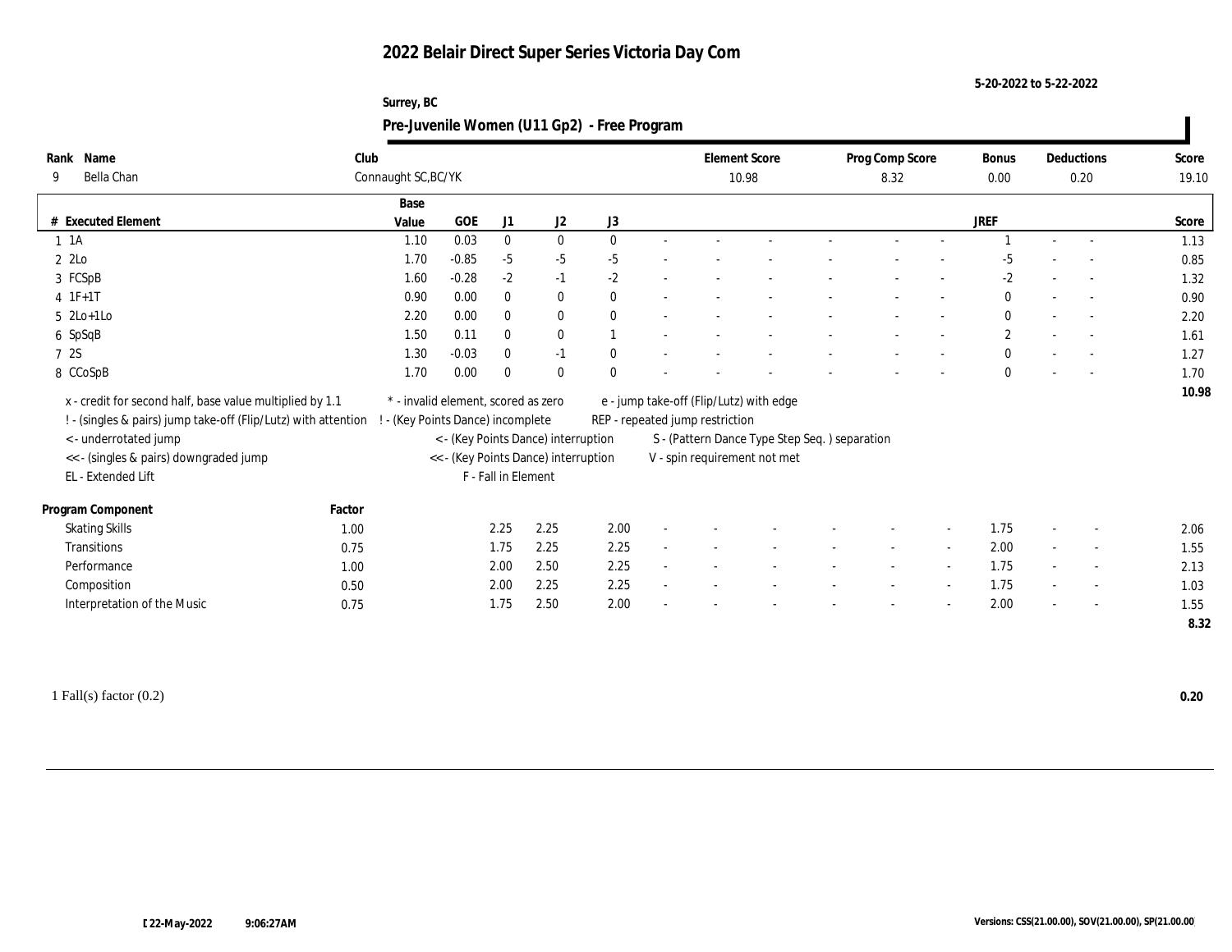# 2022 Belair Direct Super Series Victoria Day Com

5-20-2022 to 5-22-2022

Surrey, BC

## Pre-Juvenile Women (U11 Gp2) - Free Program

| Rank | Name | Club | Element Score | Prog Comp Score | Bonus | Deductions | Score |
|---|---|---|---|---|---|---|---|
| 9 | Bella Chan | Connaught SC,BC/YK | 10.98 | 8.32 | 0.00 | 0.20 | 19.10 |

| # | Executed Element | Base Value | GOE | J1 | J2 | J3 | | | | | | | | | JREF | | | Score |
|---|---|---|---|---|---|---|---|---|---|---|---|---|---|---|---|---|---|---|
| 1 | 1A | 1.10 | 0.03 | 0 | 0 | 0 | - | - | - | - | - | - | - | - | 1 | - | - | 1.13 |
| 2 | 2Lo | 1.70 | -0.85 | -5 | -5 | -5 | - | - | - | - | - | - | - | - | -5 | - | - | 0.85 |
| 3 | FCSpB | 1.60 | -0.28 | -2 | -1 | -2 | - | - | - | - | - | - | - | - | -2 | - | - | 1.32 |
| 4 | 1F+1T | 0.90 | 0.00 | 0 | 0 | 0 | - | - | - | - | - | - | - | - | 0 | - | - | 0.90 |
| 5 | 2Lo+1Lo | 2.20 | 0.00 | 0 | 0 | 0 | - | - | - | - | - | - | - | - | 0 | - | - | 2.20 |
| 6 | SpSqB | 1.50 | 0.11 | 0 | 0 | 1 | - | - | - | - | - | - | - | - | 2 | - | - | 1.61 |
| 7 | 2S | 1.30 | -0.03 | 0 | -1 | 0 | - | - | - | - | - | - | - | - | 0 | - | - | 1.27 |
| 8 | CCoSpB | 1.70 | 0.00 | 0 | 0 | 0 | - | - | - | - | - | - | - | - | 0 | - | - | 1.70 |
| | | | | | | | | | | | | | | | | | | 10.98 |

x - credit for second half, base value multiplied by 1.1
! - (singles & pairs) jump take-off (Flip/Lutz) with attention
< - underrotated jump
<< - (singles & pairs) downgraded jump
EL - Extended Lift
* - invalid element, scored as zero
! - (Key Points Dance) incomplete
< - (Key Points Dance) interruption
<< - (Key Points Dance) interruption
F - Fall in Element
e - jump take-off (Flip/Lutz) with edge
REP - repeated jump restriction
S - (Pattern Dance Type Step Seq. ) separation
V - spin requirement not met

| Program Component | Factor | J1 | J2 | J3 | | | | | | | | | JREF | | | Score |
|---|---|---|---|---|---|---|---|---|---|---|---|---|---|---|---|---|
| Skating Skills | 1.00 | 2.25 | 2.25 | 2.00 | - | - | - | - | - | - | - | - | 1.75 | - | - | 2.06 |
| Transitions | 0.75 | 1.75 | 2.25 | 2.25 | - | - | - | - | - | - | - | - | 2.00 | - | - | 1.55 |
| Performance | 1.00 | 2.00 | 2.50 | 2.25 | - | - | - | - | - | - | - | - | 1.75 | - | - | 2.13 |
| Composition | 0.50 | 2.00 | 2.25 | 2.25 | - | - | - | - | - | - | - | - | 1.75 | - | - | 1.03 |
| Interpretation of the Music | 0.75 | 1.75 | 2.50 | 2.00 | - | - | - | - | - | - | - | - | 2.00 | - | - | 1.55 |
| | | | | | | | | | | | | | | | | 8.32 |

1 Fall(s) factor (0.2) **0.20**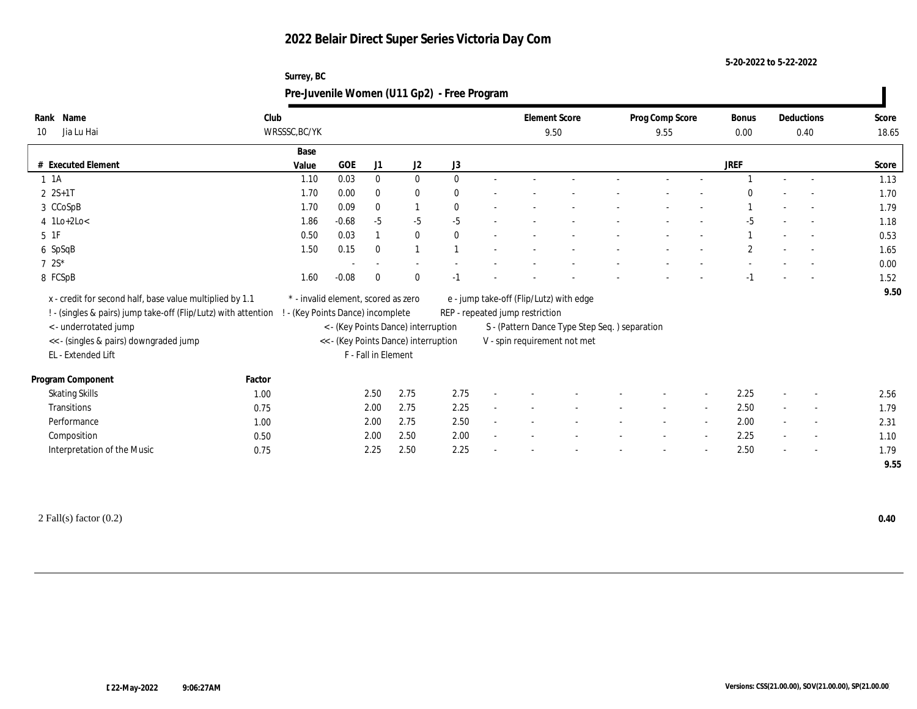# 2022 Belair Direct Super Series Victoria Day Com

5-20-2022 to 5-22-2022

Surrey, BC

## Pre-Juvenile Women (U11 Gp2) - Free Program

| Rank | Name | Club | Element Score | Prog Comp Score | Bonus | Deductions | Score |
|---|---|---|---|---|---|---|---|
| 10 | Jia Lu Hai | WRSSSC,BC/YK | 9.50 | 9.55 | 0.00 | 0.40 | 18.65 |

| # | Executed Element | Base Value | GOE | J1 | J2 | J3 | | | | | | | | | JREF | | | Score |
|---|---|---|---|---|---|---|---|---|---|---|---|---|---|---|---|---|---|---|
| 1 | 1A | 1.10 | 0.03 | 0 | 0 | 0 | - | - | - | - | - | - | - | - | 1 | - | - | 1.13 |
| 2 | 2S+1T | 1.70 | 0.00 | 0 | 0 | 0 | - | - | - | - | - | - | - | - | 0 | - | - | 1.70 |
| 3 | CCoSpB | 1.70 | 0.09 | 0 | 1 | 0 | - | - | - | - | - | - | - | - | 1 | - | - | 1.79 |
| 4 | 1Lo+2Lo< | 1.86 | -0.68 | -5 | -5 | -5 | - | - | - | - | - | - | - | - | -5 | - | - | 1.18 |
| 5 | 1F | 0.50 | 0.03 | 1 | 0 | 0 | - | - | - | - | - | - | - | - | 1 | - | - | 0.53 |
| 6 | SpSqB | 1.50 | 0.15 | 0 | 1 | 1 | - | - | - | - | - | - | - | - | 2 | - | - | 1.65 |
| 7 | 2S* | | - | - | - | - | - | - | - | - | - | - | - | - | - | - | - | 0.00 |
| 8 | FCSpB | 1.60 | -0.08 | 0 | 0 | -1 | - | - | - | - | - | - | - | - | -1 | - | - | 1.52 |
| | | | | | | | | | | | | | | | | | | 9.50 |

x - credit for second half, base value multiplied by 1.1
! - (singles & pairs) jump take-off (Flip/Lutz) with attention
< - underrotated jump
<< - (singles & pairs) downgraded jump
EL - Extended Lift
\* - invalid element, scored as zero
! - (Key Points Dance) incomplete
< - (Key Points Dance) interruption
<< - (Key Points Dance) interruption
F - Fall in Element
e - jump take-off (Flip/Lutz) with edge
REP - repeated jump restriction
S - (Pattern Dance Type Step Seq. ) separation
V - spin requirement not met

| Program Component | Factor | J1 | J2 | J3 | | | | | | | | | JREF | | | Score |
|---|---|---|---|---|---|---|---|---|---|---|---|---|---|---|---|---|
| Skating Skills | 1.00 | 2.50 | 2.75 | 2.75 | - | - | - | - | - | - | - | - | 2.25 | - | - | 2.56 |
| Transitions | 0.75 | 2.00 | 2.75 | 2.25 | - | - | - | - | - | - | - | - | 2.50 | - | - | 1.79 |
| Performance | 1.00 | 2.00 | 2.75 | 2.50 | - | - | - | - | - | - | - | - | 2.00 | - | - | 2.31 |
| Composition | 0.50 | 2.00 | 2.50 | 2.00 | - | - | - | - | - | - | - | - | 2.25 | - | - | 1.10 |
| Interpretation of the Music | 0.75 | 2.25 | 2.50 | 2.25 | - | - | - | - | - | - | - | - | 2.50 | - | - | 1.79 |
| | | | | | | | | | | | | | | | | 9.55 |

2 Fall(s) factor (0.2) **0.40**

22-May-2022 9:06:27AM

Versions: CSS(21.00.00), SOV(21.00.00), SP(21.00.00)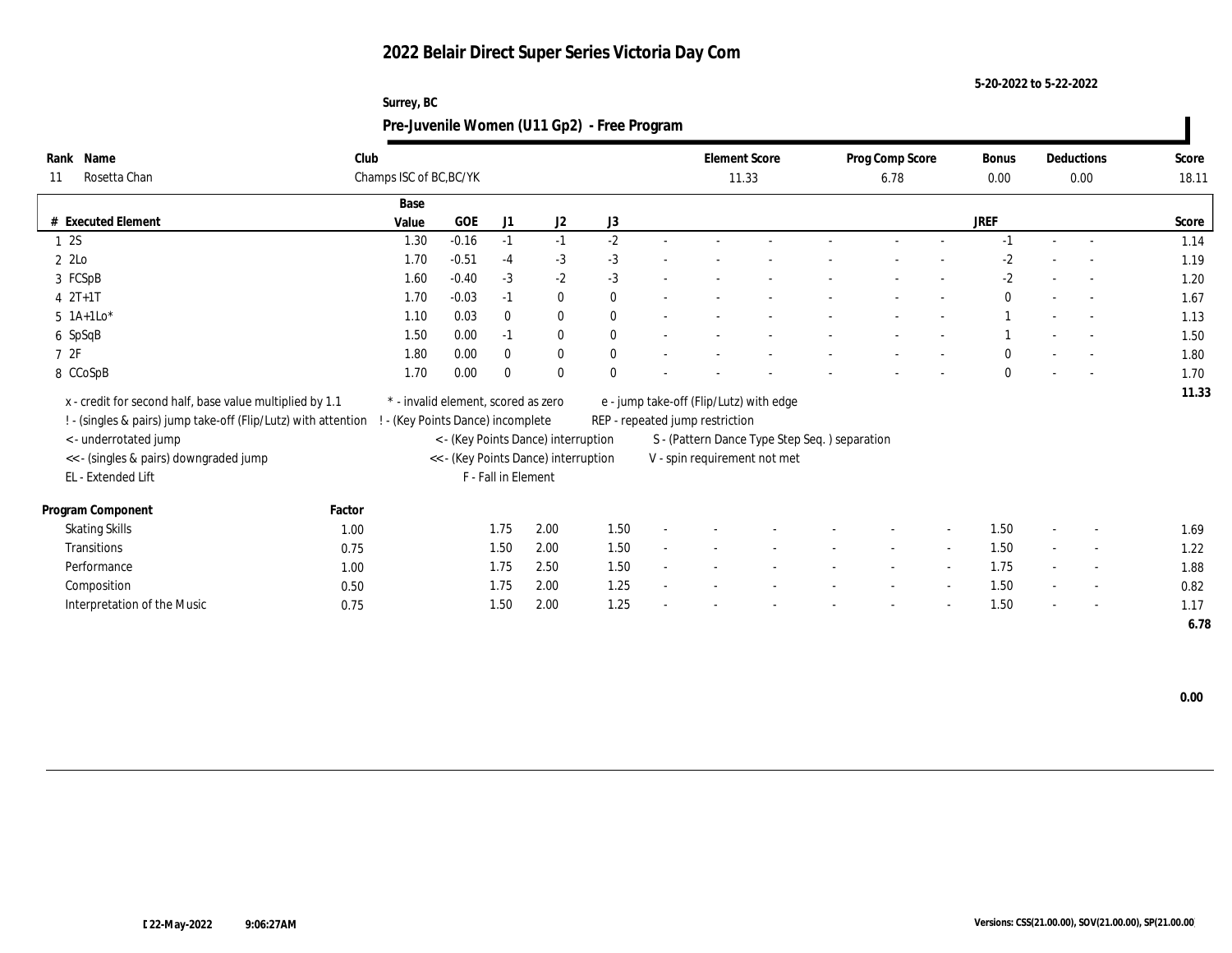# 2022 Belair Direct Super Series Victoria Day Com

5-20-2022 to 5-22-2022

Surrey, BC

## Pre-Juvenile Women (U11 Gp2) - Free Program

| Rank | Name | Club | Element Score | Prog Comp Score | Bonus | Deductions | Score |
|---|---|---|---|---|---|---|---|
| 11 | Rosetta Chan | Champs ISC of BC,BC/YK | 11.33 | 6.78 | 0.00 | 0.00 | 18.11 |

| # | Executed Element | Base Value | GOE | J1 | J2 | J3 | JREF | Score |
|---|---|---|---|---|---|---|---|---|
| 1 | 2S | 1.30 | -0.16 | -1 | -1 | -2 | -1 | 1.14 |
| 2 | 2Lo | 1.70 | -0.51 | -4 | -3 | -3 | -2 | 1.19 |
| 3 | FCSpB | 1.60 | -0.40 | -3 | -2 | -3 | -2 | 1.20 |
| 4 | 2T+1T | 1.70 | -0.03 | -1 | 0 | 0 | 0 | 1.67 |
| 5 | 1A+1Lo* | 1.10 | 0.03 | 0 | 0 | 0 | 1 | 1.13 |
| 6 | SpSqB | 1.50 | 0.00 | -1 | 0 | 0 | 1 | 1.50 |
| 7 | 2F | 1.80 | 0.00 | 0 | 0 | 0 | 0 | 1.80 |
| 8 | CCoSpB | 1.70 | 0.00 | 0 | 0 | 0 | 0 | 1.70 |
| | | | | | | | | 11.33 |

x - credit for second half, base value multiplied by 1.1
! - (singles & pairs) jump take-off (Flip/Lutz) with attention
< - underrotated jump
<< - (singles & pairs) downgraded jump
EL - Extended Lift
* - invalid element, scored as zero
! - (Key Points Dance) incomplete
< - (Key Points Dance) interruption
<< - (Key Points Dance) interruption
F - Fall in Element
e - jump take-off (Flip/Lutz) with edge
REP - repeated jump restriction
S - (Pattern Dance Type Step Seq. ) separation
V - spin requirement not met

| Program Component | Factor | J1 | J2 | J3 | JREF | Score |
|---|---|---|---|---|---|---|
| Skating Skills | 1.00 | 1.75 | 2.00 | 1.50 | 1.50 | 1.69 |
| Transitions | 0.75 | 1.50 | 2.00 | 1.50 | 1.50 | 1.22 |
| Performance | 1.00 | 1.75 | 2.50 | 1.50 | 1.75 | 1.88 |
| Composition | 0.50 | 1.75 | 2.00 | 1.25 | 1.50 | 0.82 |
| Interpretation of the Music | 0.75 | 1.50 | 2.00 | 1.25 | 1.50 | 1.17 |
| | | | | | | 6.78 |

0.00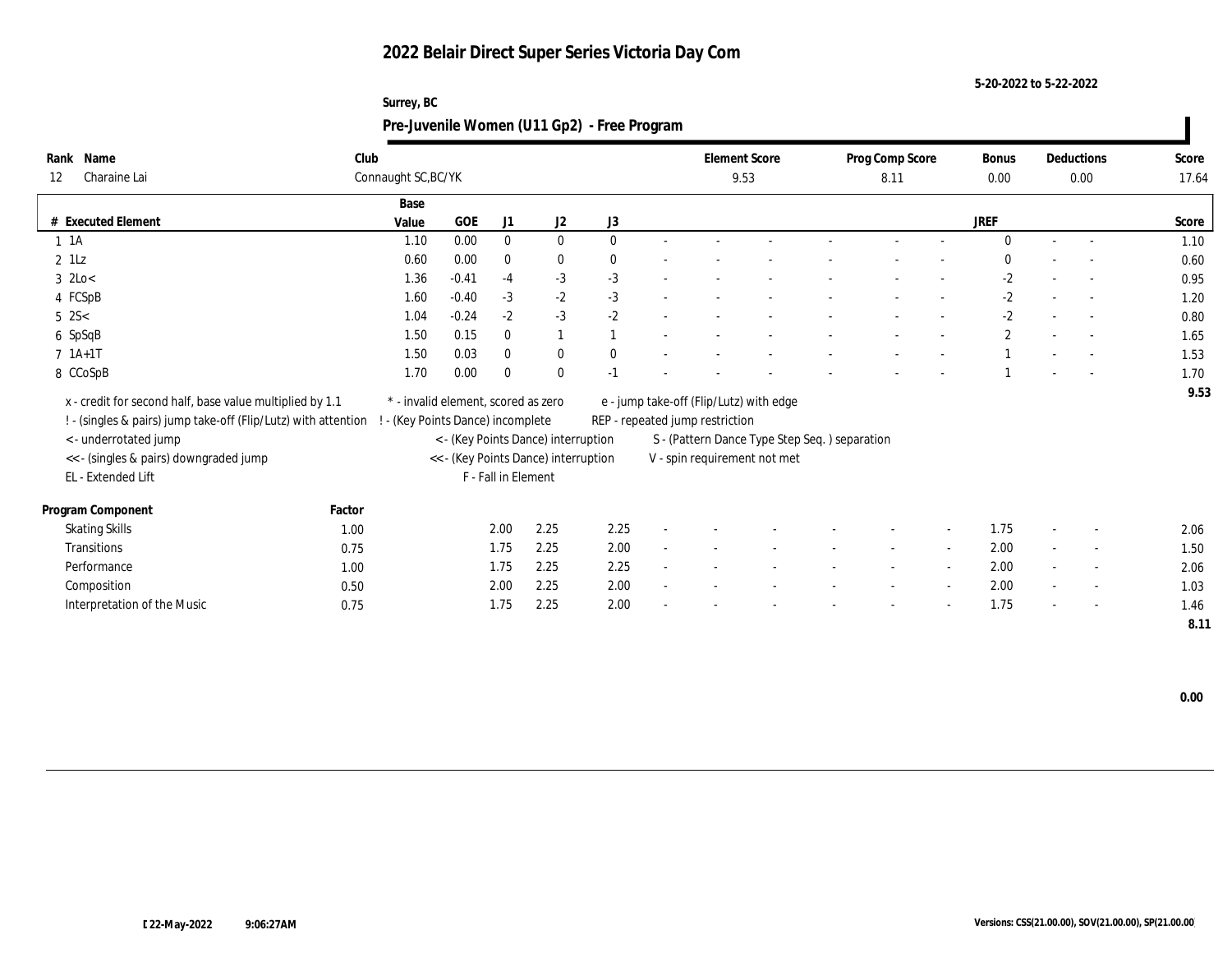# 2022 Belair Direct Super Series Victoria Day Com

5-20-2022 to 5-22-2022

Surrey, BC

## Pre-Juvenile Women (U11 Gp2) - Free Program

| Rank | Name | Club | Element Score | Prog Comp Score | Bonus | Deductions | Score |
|---|---|---|---|---|---|---|---|
| 12 | Charaine Lai | Connaught SC,BC/YK | 9.53 | 8.11 | 0.00 | 0.00 | 17.64 |

| # | Executed Element | Base Value | GOE | J1 | J2 | J3 | | | | | | | | JREF | | | Score |
|---|---|---|---|---|---|---|---|---|---|---|---|---|---|---|---|---|---|
| 1 | 1A | 1.10 | 0.00 | 0 | 0 | 0 | - | - | - | - | - | - | - | 0 | - | - | 1.10 |
| 2 | 1Lz | 0.60 | 0.00 | 0 | 0 | 0 | - | - | - | - | - | - | - | 0 | - | - | 0.60 |
| 3 | 2Lo< | 1.36 | -0.41 | -4 | -3 | -3 | - | - | - | - | - | - | - | -2 | - | - | 0.95 |
| 4 | FCSpB | 1.60 | -0.40 | -3 | -2 | -3 | - | - | - | - | - | - | - | -2 | - | - | 1.20 |
| 5 | 2S< | 1.04 | -0.24 | -2 | -3 | -2 | - | - | - | - | - | - | - | -2 | - | - | 0.80 |
| 6 | SpSqB | 1.50 | 0.15 | 0 | 1 | 1 | - | - | - | - | - | - | - | 2 | - | - | 1.65 |
| 7 | 1A+1T | 1.50 | 0.03 | 0 | 0 | 0 | - | - | - | - | - | - | - | 1 | - | - | 1.53 |
| 8 | CCoSpB | 1.70 | 0.00 | 0 | 0 | -1 | - | - | - | - | - | - | - | 1 | - | - | 1.70 |
| | | | | | | | | | | | | | | | | | 9.53 |

x - credit for second half, base value multiplied by 1.1
! - (singles & pairs) jump take-off (Flip/Lutz) with attention
< - underrotated jump
<< - (singles & pairs) downgraded jump
EL - Extended Lift
* - invalid element, scored as zero
! - (Key Points Dance) incomplete
< - (Key Points Dance) interruption
<< - (Key Points Dance) interruption
F - Fall in Element
e - jump take-off (Flip/Lutz) with edge
REP - repeated jump restriction
S - (Pattern Dance Type Step Seq. ) separation
V - spin requirement not met

| Program Component | Factor | J1 | J2 | J3 | | | | | | | | JREF | | | Score |
|---|---|---|---|---|---|---|---|---|---|---|---|---|---|---|---|
| Skating Skills | 1.00 | 2.00 | 2.25 | 2.25 | - | - | - | - | - | - | - | 1.75 | - | - | 2.06 |
| Transitions | 0.75 | 1.75 | 2.25 | 2.00 | - | - | - | - | - | - | - | 2.00 | - | - | 1.50 |
| Performance | 1.00 | 1.75 | 2.25 | 2.25 | - | - | - | - | - | - | - | 2.00 | - | - | 2.06 |
| Composition | 0.50 | 2.00 | 2.25 | 2.00 | - | - | - | - | - | - | - | 2.00 | - | - | 1.03 |
| Interpretation of the Music | 0.75 | 1.75 | 2.25 | 2.00 | - | - | - | - | - | - | - | 1.75 | - | - | 1.46 |
| | | | | | | | | | | | | | | | 8.11 |

0.00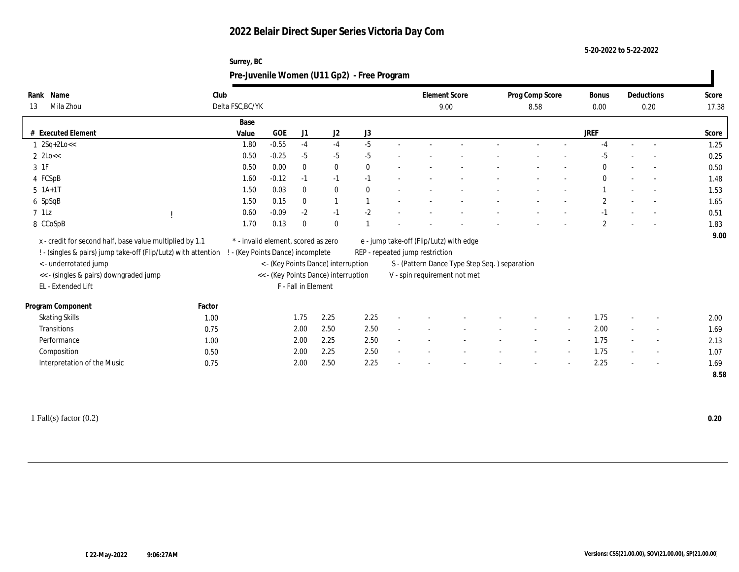# 2022 Belair Direct Super Series Victoria Day Com

5-20-2022 to 5-22-2022

Surrey, BC

## Pre-Juvenile Women (U11 Gp2) - Free Program

| Rank | Name | Club | Element Score | Prog Comp Score | Bonus | Deductions | Score |
|---|---|---|---|---|---|---|---|
| 13 | Mila Zhou | Delta FSC,BC/YK | 9.00 | 8.58 | 0.00 | 0.20 | 17.38 |

| # | Executed Element | | Base Value | GOE | J1 | J2 | J3 | | | | | | | | | JREF | | | Score |
|---|---|---|---|---|---|---|---|---|---|---|---|---|---|---|---|---|---|---|---|
| 1 | 2Sq+2Lo<< | | 1.80 | -0.55 | -4 | -4 | -5 | - | - | - | - | - | - | - | - | -4 | - | - | 1.25 |
| 2 | 2Lo<< | | 0.50 | -0.25 | -5 | -5 | -5 | - | - | - | - | - | - | - | - | -5 | - | - | 0.25 |
| 3 | 1F | | 0.50 | 0.00 | 0 | 0 | 0 | - | - | - | - | - | - | - | - | 0 | - | - | 0.50 |
| 4 | FCSpB | | 1.60 | -0.12 | -1 | -1 | -1 | - | - | - | - | - | - | - | - | 0 | - | - | 1.48 |
| 5 | 1A+1T | | 1.50 | 0.03 | 0 | 0 | 0 | - | - | - | - | - | - | - | - | 1 | - | - | 1.53 |
| 6 | SpSqB | | 1.50 | 0.15 | 0 | 1 | 1 | - | - | - | - | - | - | - | - | 2 | - | - | 1.65 |
| 7 | 1Lz | ! | 0.60 | -0.09 | -2 | -1 | -2 | - | - | - | - | - | - | - | - | -1 | - | - | 0.51 |
| 8 | CCoSpB | | 1.70 | 0.13 | 0 | 0 | 1 | - | - | - | - | - | - | - | - | 2 | - | - | 1.83 |
| | | | | | | | | | | | | | | | | | | | 9.00 |

x - credit for second half, base value multiplied by 1.1
! - (singles & pairs) jump take-off (Flip/Lutz) with attention
< - underrotated jump
<< - (singles & pairs) downgraded jump
EL - Extended Lift
\* - invalid element, scored as zero
! - (Key Points Dance) incomplete
< - (Key Points Dance) interruption
<< - (Key Points Dance) interruption
F - Fall in Element
e - jump take-off (Flip/Lutz) with edge
REP - repeated jump restriction
S - (Pattern Dance Type Step Seq. ) separation
V - spin requirement not met

| Program Component | Factor | J1 | J2 | J3 | | | | | | | | | JREF | | | Score |
|---|---|---|---|---|---|---|---|---|---|---|---|---|---|---|---|---|
| Skating Skills | 1.00 | 1.75 | 2.25 | 2.25 | - | - | - | - | - | - | - | - | 1.75 | - | - | 2.00 |
| Transitions | 0.75 | 2.00 | 2.50 | 2.50 | - | - | - | - | - | - | - | - | 2.00 | - | - | 1.69 |
| Performance | 1.00 | 2.00 | 2.25 | 2.50 | - | - | - | - | - | - | - | - | 1.75 | - | - | 2.13 |
| Composition | 0.50 | 2.00 | 2.25 | 2.50 | - | - | - | - | - | - | - | - | 1.75 | - | - | 1.07 |
| Interpretation of the Music | 0.75 | 2.00 | 2.50 | 2.25 | - | - | - | - | - | - | - | - | 2.25 | - | - | 1.69 |
| | | | | | | | | | | | | | | | | 8.58 |

1 Fall(s) factor (0.2) **0.20**